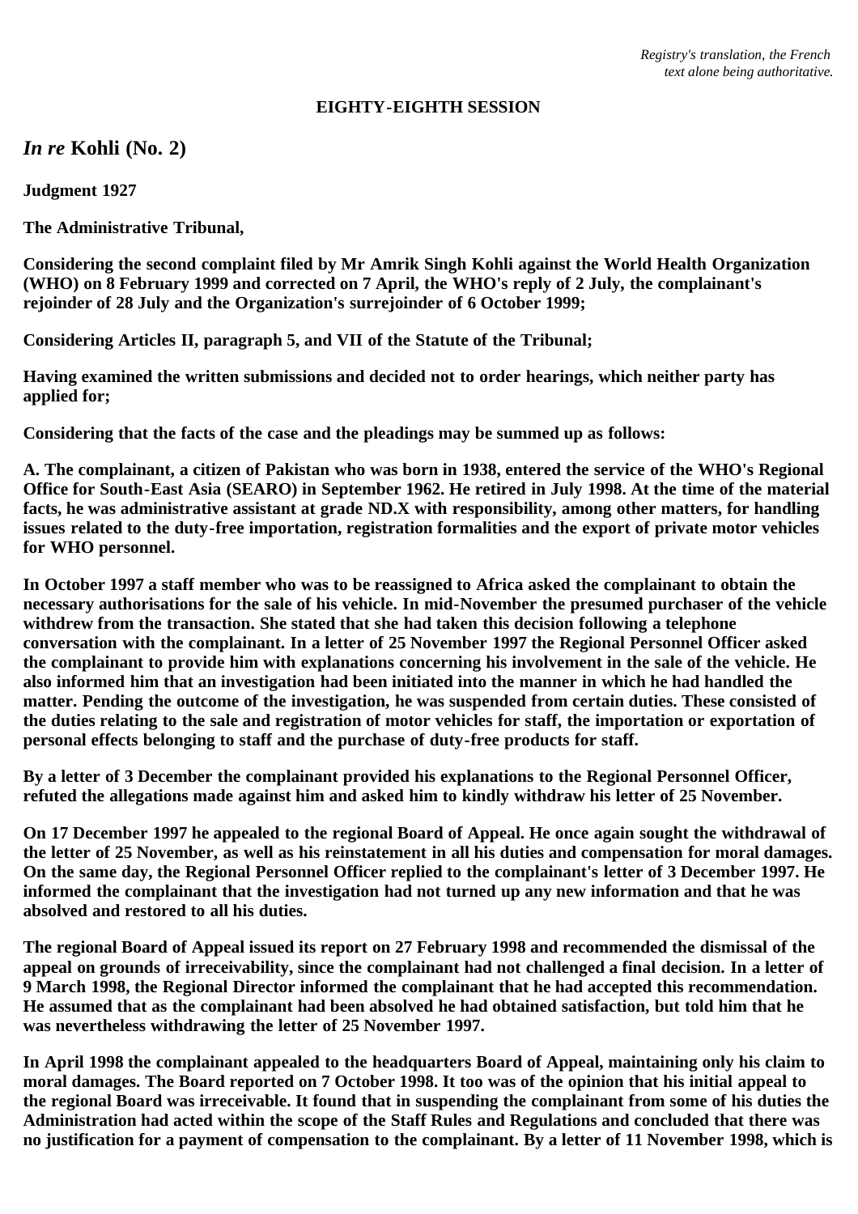*Registry's translation, the French text alone being authoritative.*

**EIGHTY-EIGHTH SESSION**

## *In re* Kohli (No. 2)

**Judgment 1927**

**The Administrative Tribunal,**

**Considering the second complaint filed by Mr Amrik Singh Kohli against the World Health Organization (WHO) on 8 February 1999 and corrected on 7 April, the WHO's reply of 2 July, the complainant's rejoinder of 28 July and the Organization's surrejoinder of 6 October 1999;**

**Considering Articles II, paragraph 5, and VII of the Statute of the Tribunal;**

**Having examined the written submissions and decided not to order hearings, which neither party has applied for;**

**Considering that the facts of the case and the pleadings may be summed up as follows:**

**A. The complainant, a citizen of Pakistan who was born in 1938, entered the service of the WHO's Regional Office for South-East Asia (SEARO) in September 1962. He retired in July 1998. At the time of the material facts, he was administrative assistant at grade ND.X with responsibility, among other matters, for handling issues related to the duty-free importation, registration formalities and the export of private motor vehicles for WHO personnel.**

**In October 1997 a staff member who was to be reassigned to Africa asked the complainant to obtain the necessary authorisations for the sale of his vehicle. In mid-November the presumed purchaser of the vehicle withdrew from the transaction. She stated that she had taken this decision following a telephone conversation with the complainant. In a letter of 25 November 1997 the Regional Personnel Officer asked the complainant to provide him with explanations concerning his involvement in the sale of the vehicle. He also informed him that an investigation had been initiated into the manner in which he had handled the matter. Pending the outcome of the investigation, he was suspended from certain duties. These consisted of the duties relating to the sale and registration of motor vehicles for staff, the importation or exportation of personal effects belonging to staff and the purchase of duty-free products for staff.**

**By a letter of 3 December the complainant provided his explanations to the Regional Personnel Officer, refuted the allegations made against him and asked him to kindly withdraw his letter of 25 November.**

**On 17 December 1997 he appealed to the regional Board of Appeal. He once again sought the withdrawal of the letter of 25 November, as well as his reinstatement in all his duties and compensation for moral damages. On the same day, the Regional Personnel Officer replied to the complainant's letter of 3 December 1997. He informed the complainant that the investigation had not turned up any new information and that he was absolved and restored to all his duties.**

**The regional Board of Appeal issued its report on 27 February 1998 and recommended the dismissal of the appeal on grounds of irreceivability, since the complainant had not challenged a final decision. In a letter of 9 March 1998, the Regional Director informed the complainant that he had accepted this recommendation. He assumed that as the complainant had been absolved he had obtained satisfaction, but told him that he was nevertheless withdrawing the letter of 25 November 1997.**

**In April 1998 the complainant appealed to the headquarters Board of Appeal, maintaining only his claim to moral damages. The Board reported on 7 October 1998. It too was of the opinion that his initial appeal to the regional Board was irreceivable. It found that in suspending the complainant from some of his duties the Administration had acted within the scope of the Staff Rules and Regulations and concluded that there was no justification for a payment of compensation to the complainant. By a letter of 11 November 1998, which is**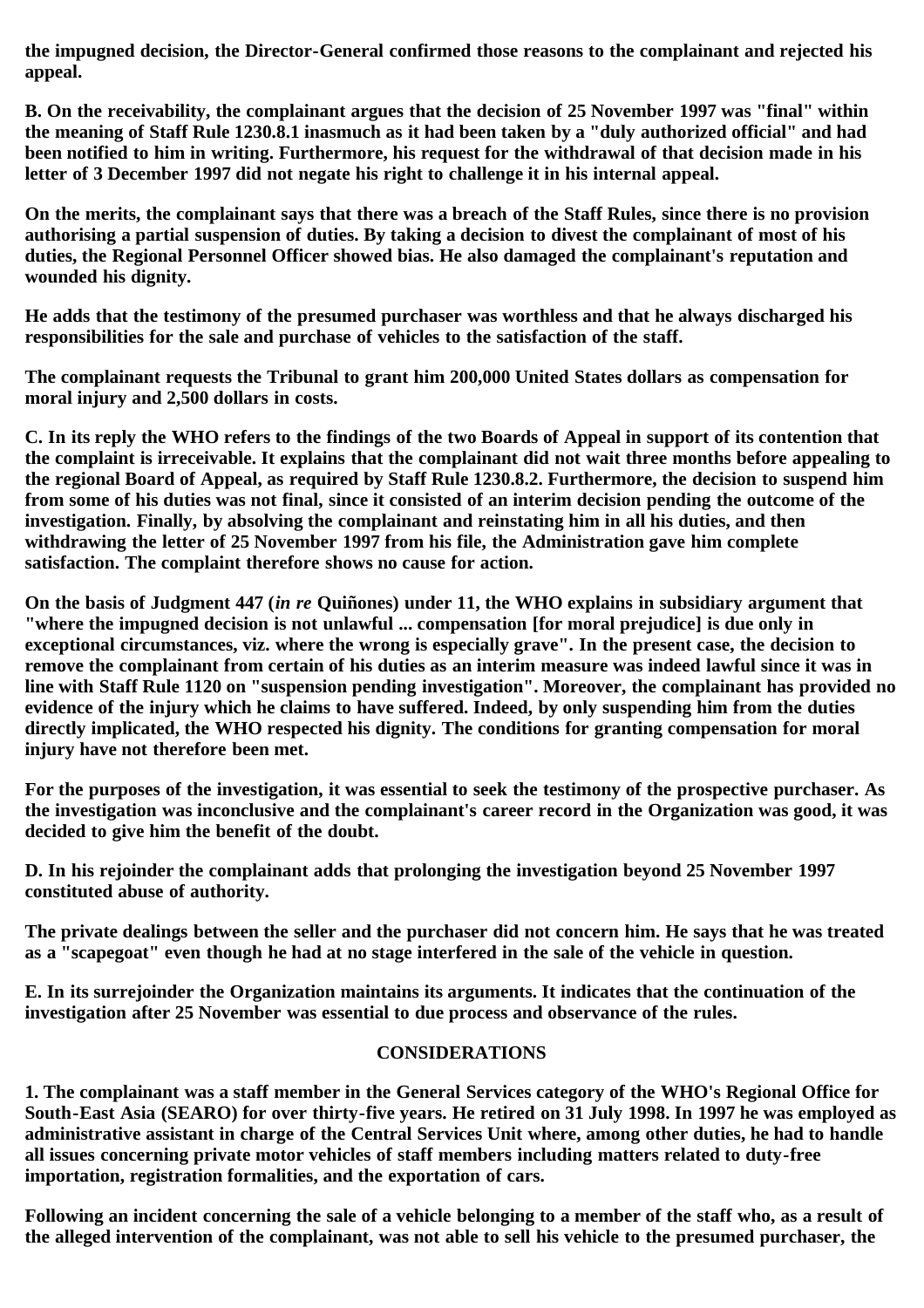**the impugned decision, the Director-General confirmed those reasons to the complainant and rejected his appeal.**

**B. On the receivability, the complainant argues that the decision of 25 November 1997 was "final" within the meaning of Staff Rule 1230.8.1 inasmuch as it had been taken by a "duly authorized official" and had been notified to him in writing. Furthermore, his request for the withdrawal of that decision made in his letter of 3 December 1997 did not negate his right to challenge it in his internal appeal.**

**On the merits, the complainant says that there was a breach of the Staff Rules, since there is no provision authorising a partial suspension of duties. By taking a decision to divest the complainant of most of his duties, the Regional Personnel Officer showed bias. He also damaged the complainant's reputation and wounded his dignity.**

**He adds that the testimony of the presumed purchaser was worthless and that he always discharged his responsibilities for the sale and purchase of vehicles to the satisfaction of the staff.**

**The complainant requests the Tribunal to grant him 200,000 United States dollars as compensation for moral injury and 2,500 dollars in costs.**

**C. In its reply the WHO refers to the findings of the two Boards of Appeal in support of its contention that the complaint is irreceivable. It explains that the complainant did not wait three months before appealing to the regional Board of Appeal, as required by Staff Rule 1230.8.2. Furthermore, the decision to suspend him from some of his duties was not final, since it consisted of an interim decision pending the outcome of the investigation. Finally, by absolving the complainant and reinstating him in all his duties, and then withdrawing the letter of 25 November 1997 from his file, the Administration gave him complete satisfaction. The complaint therefore shows no cause for action.**

**On the basis of Judgment 447 (*in re* Quiñones) under 11, the WHO explains in subsidiary argument that "where the impugned decision is not unlawful ... compensation [for moral prejudice] is due only in exceptional circumstances, viz. where the wrong is especially grave". In the present case, the decision to remove the complainant from certain of his duties as an interim measure was indeed lawful since it was in line with Staff Rule 1120 on "suspension pending investigation". Moreover, the complainant has provided no evidence of the injury which he claims to have suffered. Indeed, by only suspending him from the duties directly implicated, the WHO respected his dignity. The conditions for granting compensation for moral injury have not therefore been met.**

**For the purposes of the investigation, it was essential to seek the testimony of the prospective purchaser. As the investigation was inconclusive and the complainant's career record in the Organization was good, it was decided to give him the benefit of the doubt.**

**D. In his rejoinder the complainant adds that prolonging the investigation beyond 25 November 1997 constituted abuse of authority.**

**The private dealings between the seller and the purchaser did not concern him. He says that he was treated as a "scapegoat" even though he had at no stage interfered in the sale of the vehicle in question.**

**E. In its surrejoinder the Organization maintains its arguments. It indicates that the continuation of the investigation after 25 November was essential to due process and observance of the rules.**

## CONSIDERATIONS

**1. The complainant was a staff member in the General Services category of the WHO's Regional Office for South-East Asia (SEARO) for over thirty-five years. He retired on 31 July 1998. In 1997 he was employed as administrative assistant in charge of the Central Services Unit where, among other duties, he had to handle all issues concerning private motor vehicles of staff members including matters related to duty-free importation, registration formalities, and the exportation of cars.**

**Following an incident concerning the sale of a vehicle belonging to a member of the staff who, as a result of the alleged intervention of the complainant, was not able to sell his vehicle to the presumed purchaser, the**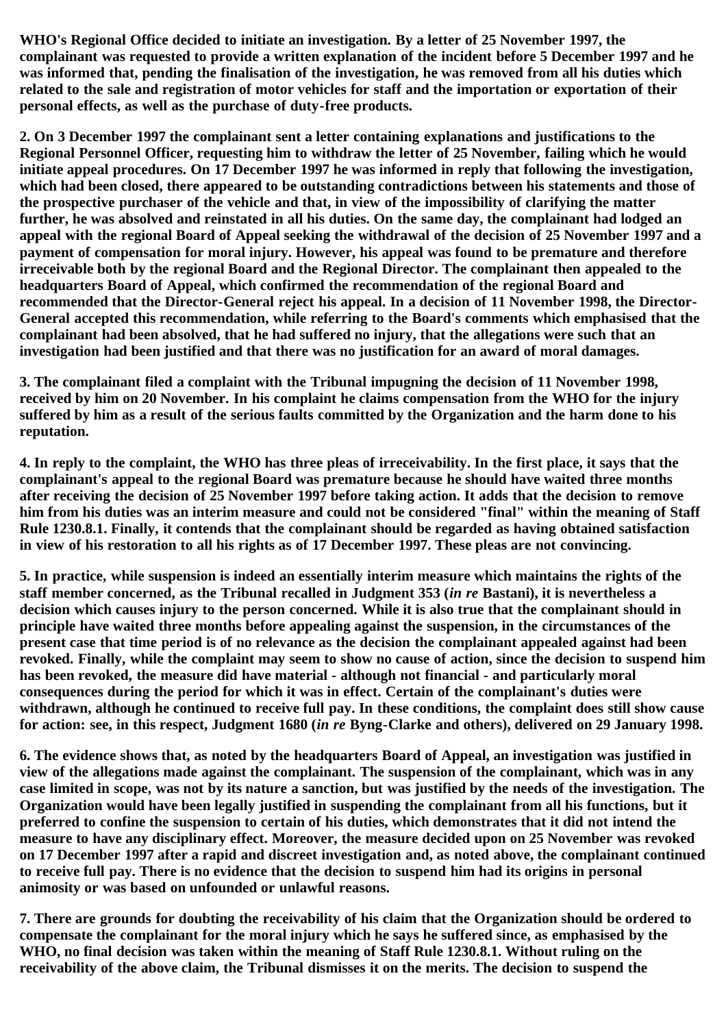**WHO's Regional Office decided to initiate an investigation. By a letter of 25 November 1997, the complainant was requested to provide a written explanation of the incident before 5 December 1997 and he was informed that, pending the finalisation of the investigation, he was removed from all his duties which related to the sale and registration of motor vehicles for staff and the importation or exportation of their personal effects, as well as the purchase of duty-free products.**

**2. On 3 December 1997 the complainant sent a letter containing explanations and justifications to the Regional Personnel Officer, requesting him to withdraw the letter of 25 November, failing which he would initiate appeal procedures. On 17 December 1997 he was informed in reply that following the investigation, which had been closed, there appeared to be outstanding contradictions between his statements and those of the prospective purchaser of the vehicle and that, in view of the impossibility of clarifying the matter further, he was absolved and reinstated in all his duties. On the same day, the complainant had lodged an appeal with the regional Board of Appeal seeking the withdrawal of the decision of 25 November 1997 and a payment of compensation for moral injury. However, his appeal was found to be premature and therefore irreceivable both by the regional Board and the Regional Director. The complainant then appealed to the headquarters Board of Appeal, which confirmed the recommendation of the regional Board and recommended that the Director-General reject his appeal. In a decision of 11 November 1998, the Director-General accepted this recommendation, while referring to the Board's comments which emphasised that the complainant had been absolved, that he had suffered no injury, that the allegations were such that an investigation had been justified and that there was no justification for an award of moral damages.**

**3. The complainant filed a complaint with the Tribunal impugning the decision of 11 November 1998, received by him on 20 November. In his complaint he claims compensation from the WHO for the injury suffered by him as a result of the serious faults committed by the Organization and the harm done to his reputation.**

**4. In reply to the complaint, the WHO has three pleas of irreceivability. In the first place, it says that the complainant's appeal to the regional Board was premature because he should have waited three months after receiving the decision of 25 November 1997 before taking action. It adds that the decision to remove him from his duties was an interim measure and could not be considered "final" within the meaning of Staff Rule 1230.8.1. Finally, it contends that the complainant should be regarded as having obtained satisfaction in view of his restoration to all his rights as of 17 December 1997. These pleas are not convincing.**

**5. In practice, while suspension is indeed an essentially interim measure which maintains the rights of the staff member concerned, as the Tribunal recalled in Judgment 353 (*in re* Bastani), it is nevertheless a decision which causes injury to the person concerned. While it is also true that the complainant should in principle have waited three months before appealing against the suspension, in the circumstances of the present case that time period is of no relevance as the decision the complainant appealed against had been revoked. Finally, while the complaint may seem to show no cause of action, since the decision to suspend him has been revoked, the measure did have material - although not financial - and particularly moral consequences during the period for which it was in effect. Certain of the complainant's duties were withdrawn, although he continued to receive full pay. In these conditions, the complaint does still show cause for action: see, in this respect, Judgment 1680 (*in re* Byng-Clarke and others), delivered on 29 January 1998.**

**6. The evidence shows that, as noted by the headquarters Board of Appeal, an investigation was justified in view of the allegations made against the complainant. The suspension of the complainant, which was in any case limited in scope, was not by its nature a sanction, but was justified by the needs of the investigation. The Organization would have been legally justified in suspending the complainant from all his functions, but it preferred to confine the suspension to certain of his duties, which demonstrates that it did not intend the measure to have any disciplinary effect. Moreover, the measure decided upon on 25 November was revoked on 17 December 1997 after a rapid and discreet investigation and, as noted above, the complainant continued to receive full pay. There is no evidence that the decision to suspend him had its origins in personal animosity or was based on unfounded or unlawful reasons.**

**7. There are grounds for doubting the receivability of his claim that the Organization should be ordered to compensate the complainant for the moral injury which he says he suffered since, as emphasised by the WHO, no final decision was taken within the meaning of Staff Rule 1230.8.1. Without ruling on the receivability of the above claim, the Tribunal dismisses it on the merits. The decision to suspend the**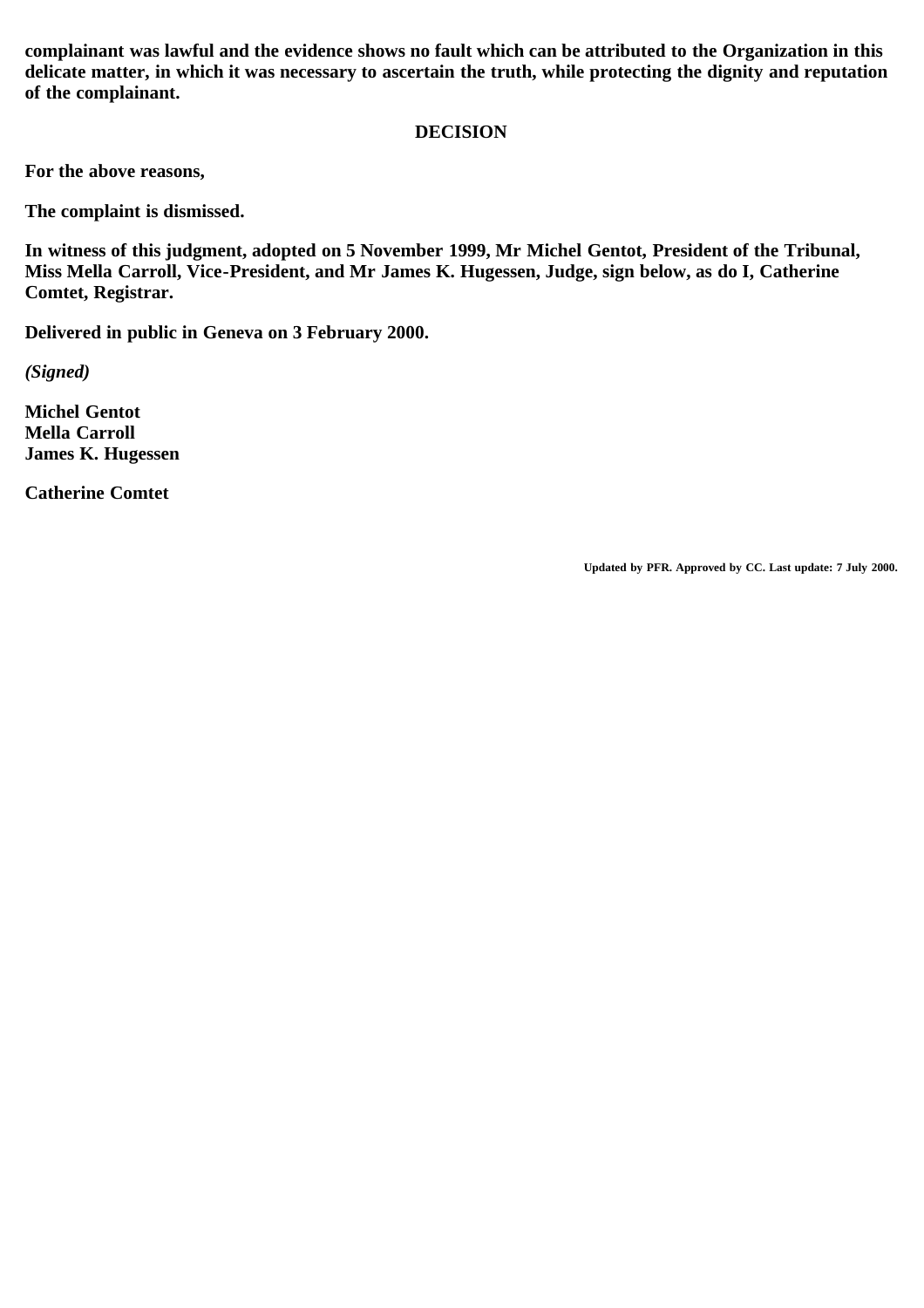**complainant was lawful and the evidence shows no fault which can be attributed to the Organization in this delicate matter, in which it was necessary to ascertain the truth, while protecting the dignity and reputation of the complainant.**

## DECISION

**For the above reasons,**

**The complaint is dismissed.**

**In witness of this judgment, adopted on 5 November 1999, Mr Michel Gentot, President of the Tribunal, Miss Mella Carroll, Vice-President, and Mr James K. Hugessen, Judge, sign below, as do I, Catherine Comtet, Registrar.**

**Delivered in public in Geneva on 3 February 2000.**

***(Signed)***

**Michel Gentot**
**Mella Carroll**
**James K. Hugessen**

**Catherine Comtet**

**Updated by PFR. Approved by CC. Last update: 7 July 2000.**